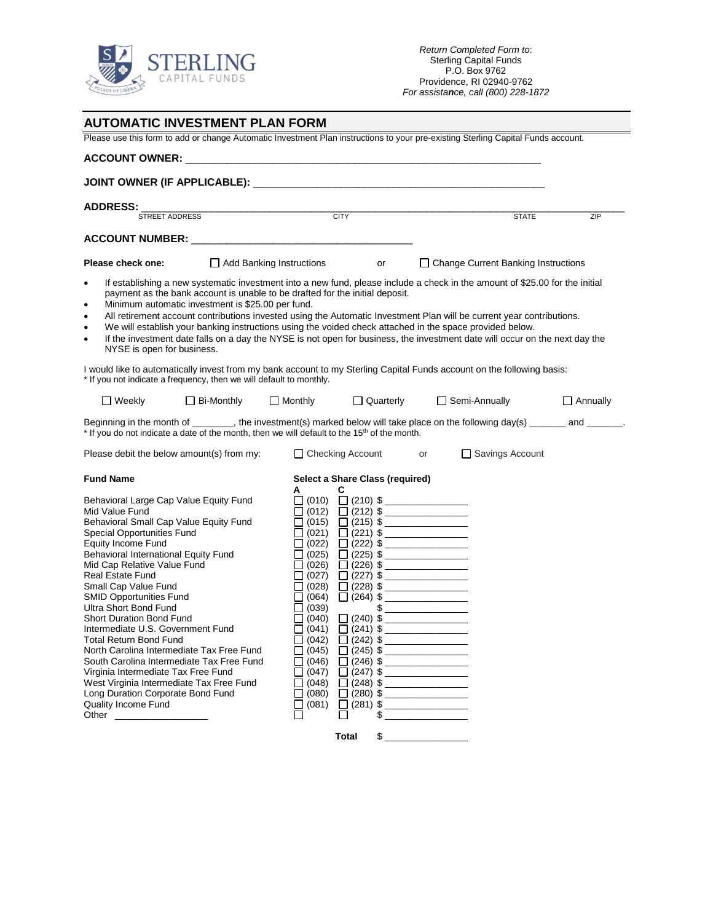STERLING CAPITAL FUNDS

*Return Completed Form to*:
Sterling Capital Funds
P.O. Box 9762
Providence, RI 02940-9762
*For assistance, call (800) 228-1872*

# AUTOMATIC INVESTMENT PLAN FORM

Please use this form to add or change Automatic Investment Plan instructions to your pre-existing Sterling Capital Funds account.

**ACCOUNT OWNER:** ___________________________________________________________

**JOINT OWNER (IF APPLICABLE):** _____________________________________________________

**ADDRESS:** ____________________________________________________________________________
STREET ADDRESS CITY STATE ZIP

**ACCOUNT NUMBER:** ______________________________________

**Please check one:** ☐ Add Banking Instructions or ☐ Change Current Banking Instructions

- If establishing a new systematic investment into a new fund, please include a check in the amount of $25.00 for the initial payment as the bank account is unable to be drafted for the initial deposit.
- Minimum automatic investment is $25.00 per fund.
- All retirement account contributions invested using the Automatic Investment Plan will be current year contributions.
- We will establish your banking instructions using the voided check attached in the space provided below.
- If the investment date falls on a day the NYSE is not open for business, the investment date will occur on the next day the NYSE is open for business.

I would like to automatically invest from my bank account to my Sterling Capital Funds account on the following basis:
* If you do not indicate a frequency, then we will default to monthly.

☐ Weekly ☐ Bi-Monthly ☐ Monthly ☐ Quarterly ☐ Semi-Annually ☐ Annually

Beginning in the month of ________, the investment(s) marked below will take place on the following day(s) _______ and _______.
* If you do not indicate a date of the month, then we will default to the 15th of the month.

Please debit the below amount(s) from my: ☐ Checking Account or ☐ Savings Account

| Fund Name | Select a Share Class (required) A | C | Amount |
|---|---|---|---|
| Behavioral Large Cap Value Equity Fund | ☐ (010) | ☐ (210) | $ __________ |
| Mid Value Fund | ☐ (012) | ☐ (212) | $ __________ |
| Behavioral Small Cap Value Equity Fund | ☐ (015) | ☐ (215) | $ __________ |
| Special Opportunities Fund | ☐ (021) | ☐ (221) | $ __________ |
| Equity Income Fund | ☐ (022) | ☐ (222) | $ __________ |
| Behavioral International Equity Fund | ☐ (025) | ☐ (225) | $ __________ |
| Mid Cap Relative Value Fund | ☐ (026) | ☐ (226) | $ __________ |
| Real Estate Fund | ☐ (027) | ☐ (227) | $ __________ |
| Small Cap Value Fund | ☐ (028) | ☐ (228) | $ __________ |
| SMID Opportunities Fund | ☐ (064) | ☐ (264) | $ __________ |
| Ultra Short Bond Fund | ☐ (039) | | $ __________ |
| Short Duration Bond Fund | ☐ (040) | ☐ (240) | $ __________ |
| Intermediate U.S. Government Fund | ☐ (041) | ☐ (241) | $ __________ |
| Total Return Bond Fund | ☐ (042) | ☐ (242) | $ __________ |
| North Carolina Intermediate Tax Free Fund | ☐ (045) | ☐ (245) | $ __________ |
| South Carolina Intermediate Tax Free Fund | ☐ (046) | ☐ (246) | $ __________ |
| Virginia Intermediate Tax Free Fund | ☐ (047) | ☐ (247) | $ __________ |
| West Virginia Intermediate Tax Free Fund | ☐ (048) | ☐ (248) | $ __________ |
| Long Duration Corporate Bond Fund | ☐ (080) | ☐ (280) | $ __________ |
| Quality Income Fund | ☐ (081) | ☐ (281) | $ __________ |
| Other ______________ | ☐ | ☐ | $ __________ |
| | | **Total** | $ __________ |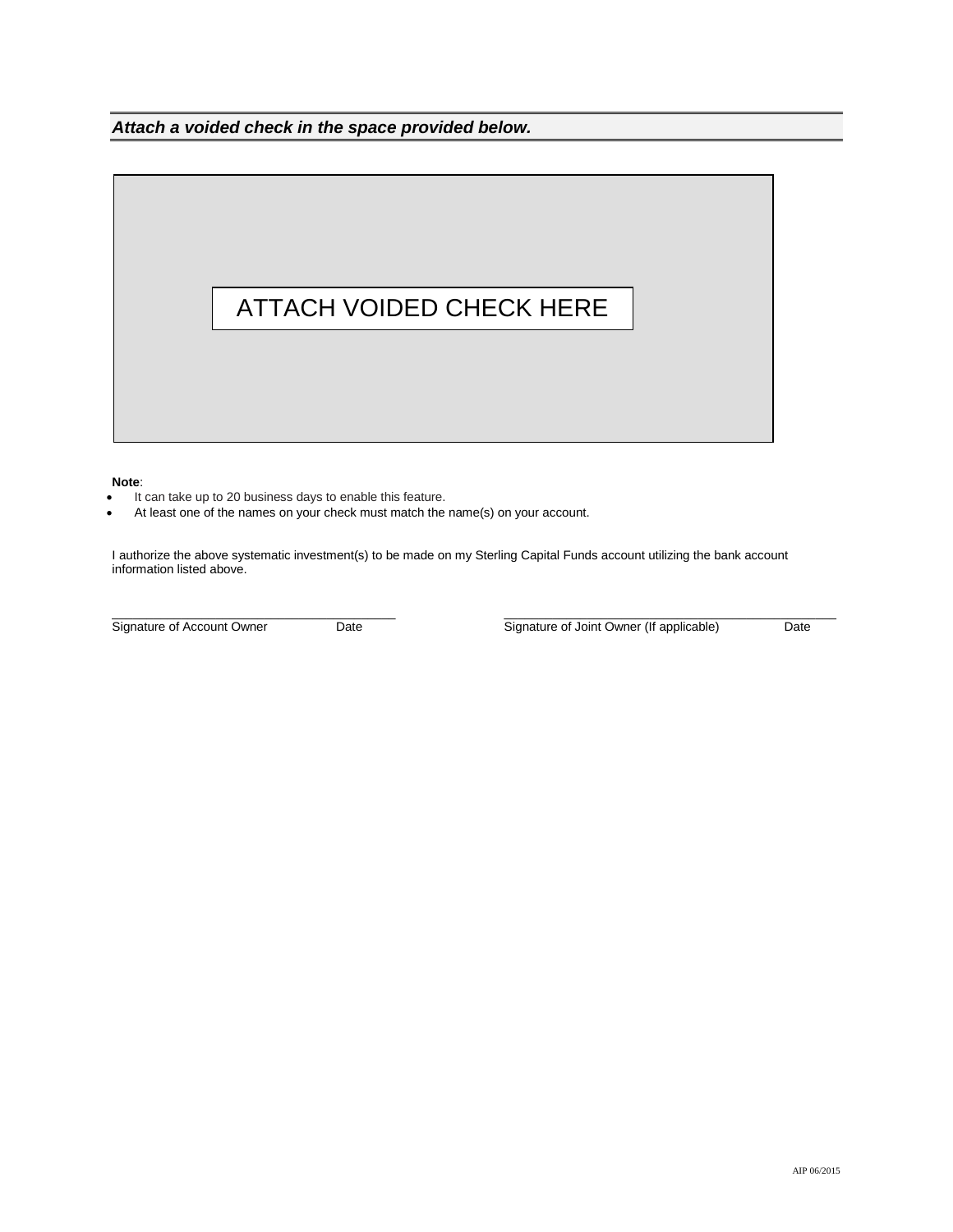***Attach a voided check in the space provided below.***

ATTACH VOIDED CHECK HERE

**Note**:

- It can take up to 20 business days to enable this feature.
- At least one of the names on your check must match the name(s) on your account.

I authorize the above systematic investment(s) to be made on my Sterling Capital Funds account utilizing the bank account information listed above.

\_\_\_\_\_\_\_\_\_\_\_\_\_\_\_\_\_\_\_\_\_\_\_\_\_\_\_\_\_\_\_\_\_\_\_\_\_\_\_\_
Signature of Account Owner Date

\_\_\_\_\_\_\_\_\_\_\_\_\_\_\_\_\_\_\_\_\_\_\_\_\_\_\_\_\_\_\_\_\_\_\_\_\_\_\_\_
Signature of Joint Owner (If applicable) Date

AIP 06/2015